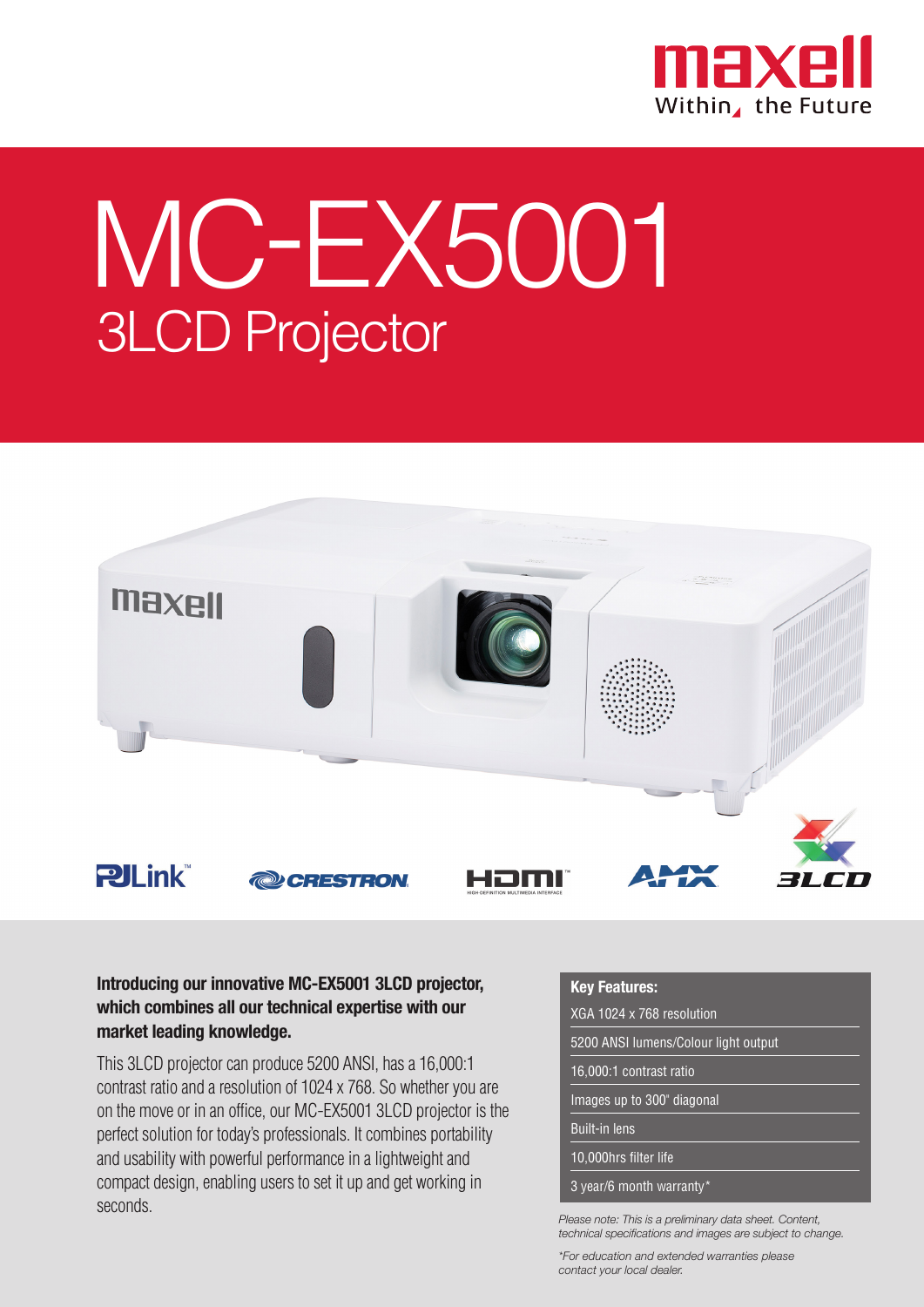maxell

Within the Future

# MC-EX5001

## 3LCD Projector

PJLink™ CRESTRON HDMI™ AMX 3LCD

**Introducing our innovative MC-EX5001 3LCD projector, which combines all our technical expertise with our market leading knowledge.**

This 3LCD projector can produce 5200 ANSI, has a 16,000:1 contrast ratio and a resolution of 1024 x 768. So whether you are on the move or in an office, our MC-EX5001 3LCD projector is the perfect solution for today's professionals. It combines portability and usability with powerful performance in a lightweight and compact design, enabling users to set it up and get working in seconds.

**Key Features:**

- XGA 1024 x 768 resolution
- 5200 ANSI lumens/Colour light output
- 16,000:1 contrast ratio
- Images up to 300" diagonal
- Built-in lens
- 10,000hrs filter life
- 3 year/6 month warranty*

*Please note: This is a preliminary data sheet. Content, technical specifications and images are subject to change.*

*\*For education and extended warranties please contact your local dealer.*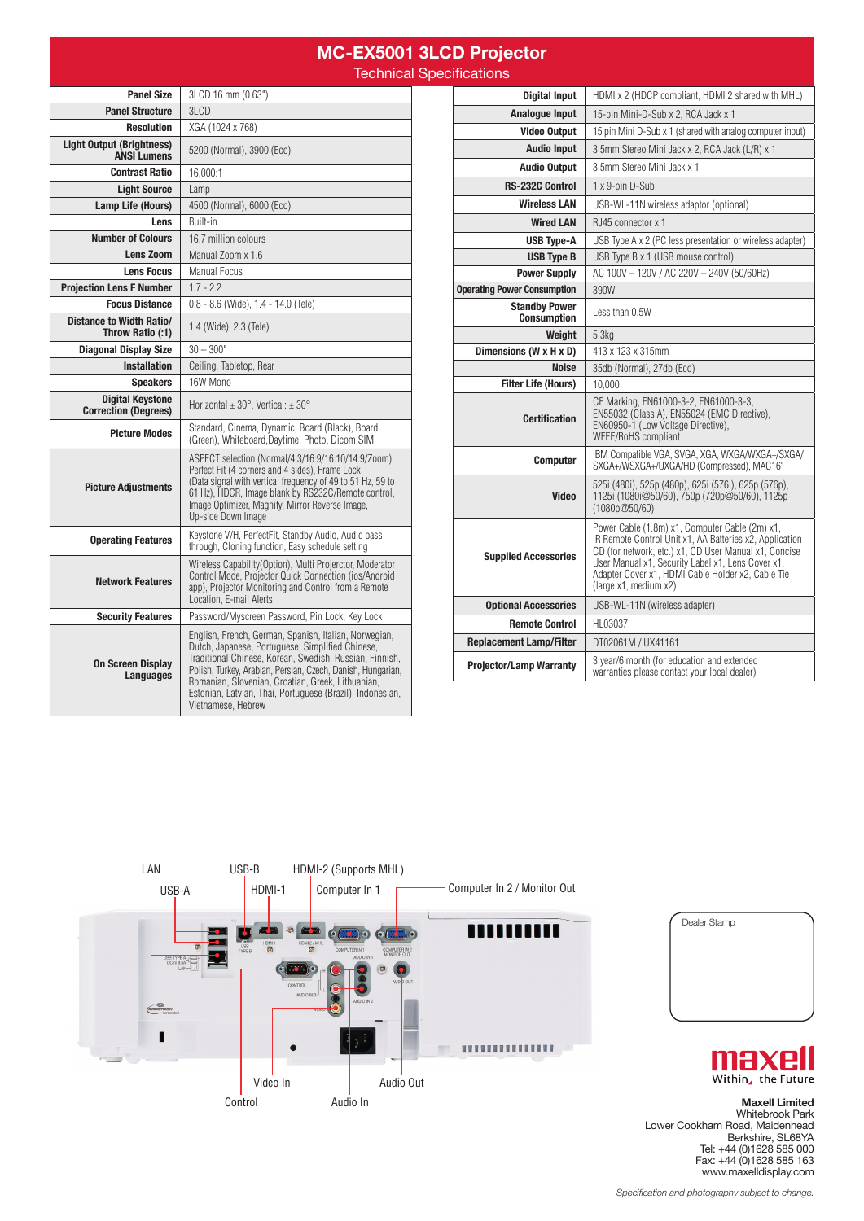# MC-EX5001 3LCD Projector

## Technical Specifications

| | |
|---|---|
| **Panel Size** | 3LCD 16 mm (0.63") |
| **Panel Structure** | 3LCD |
| **Resolution** | XGA (1024 x 768) |
| **Light Output (Brightness) ANSI Lumens** | 5200 (Normal), 3900 (Eco) |
| **Contrast Ratio** | 16,000:1 |
| **Light Source** | Lamp |
| **Lamp Life (Hours)** | 4500 (Normal), 6000 (Eco) |
| **Lens** | Built-in |
| **Number of Colours** | 16.7 million colours |
| **Lens Zoom** | Manual Zoom x 1.6 |
| **Lens Focus** | Manual Focus |
| **Projection Lens F Number** | 1.7 - 2.2 |
| **Focus Distance** | 0.8 - 8.6 (Wide), 1.4 - 14.0 (Tele) |
| **Distance to Width Ratio/ Throw Ratio (:1)** | 1.4 (Wide), 2.3 (Tele) |
| **Diagonal Display Size** | 30 – 300" |
| **Installation** | Ceiling, Tabletop, Rear |
| **Speakers** | 16W Mono |
| **Digital Keystone Correction (Degrees)** | Horizontal ± 30°, Vertical: ± 30° |
| **Picture Modes** | Standard, Cinema, Dynamic, Board (Black), Board (Green), Whiteboard,Daytime, Photo, Dicom SIM |
| **Picture Adjustments** | ASPECT selection (Normal/4:3/16:9/16:10/14:9/Zoom), Perfect Fit (4 corners and 4 sides), Frame Lock (Data signal with vertical frequency of 49 to 51 Hz, 59 to 61 Hz), HDCR, Image blank by RS232C/Remote control, Image Optimizer, Magnify, Mirror Reverse Image, Up-side Down Image |
| **Operating Features** | Keystone V/H, PerfectFit, Standby Audio, Audio pass through, Cloning function, Easy schedule setting |
| **Network Features** | Wireless Capability(Option), Multi Projector, Moderator Control Mode, Projector Quick Connection (ios/Android app), Projector Monitoring and Control from a Remote Location, E-mail Alerts |
| **Security Features** | Password/Myscreen Password, Pin Lock, Key Lock |
| **On Screen Display Languages** | English, French, German, Spanish, Italian, Norwegian, Dutch, Japanese, Portuguese, Simplified Chinese, Traditional Chinese, Korean, Swedish, Russian, Finnish, Polish, Turkey, Arabian, Persian, Czech, Danish, Hungarian, Romanian, Slovenian, Croatian, Greek, Lithuanian, Estonian, Latvian, Thai, Portuguese (Brazil), Indonesian, Vietnamese, Hebrew |

| | |
|---|---|
| **Digital Input** | HDMI x 2 (HDCP compliant, HDMI 2 shared with MHL) |
| **Analogue Input** | 15-pin Mini-D-Sub x 2, RCA Jack x 1 |
| **Video Output** | 15 pin Mini D-Sub x 1 (shared with analog computer input) |
| **Audio Input** | 3.5mm Stereo Mini Jack x 2, RCA Jack (L/R) x 1 |
| **Audio Output** | 3.5mm Stereo Mini Jack x 1 |
| **RS-232C Control** | 1 x 9-pin D-Sub |
| **Wireless LAN** | USB-WL-11N wireless adaptor (optional) |
| **Wired LAN** | RJ45 connector x 1 |
| **USB Type-A** | USB Type A x 2 (PC less presentation or wireless adapter) |
| **USB Type B** | USB Type B x 1 (USB mouse control) |
| **Power Supply** | AC 100V – 120V / AC 220V – 240V (50/60Hz) |
| **Operating Power Consumption** | 390W |
| **Standby Power Consumption** | Less than 0.5W |
| **Weight** | 5.3kg |
| **Dimensions (W x H x D)** | 413 x 123 x 315mm |
| **Noise** | 35db (Normal), 27db (Eco) |
| **Filter Life (Hours)** | 10,000 |
| **Certification** | CE Marking, EN61000-3-2, EN61000-3-3, EN55032 (Class A), EN55024 (EMC Directive), EN60950-1 (Low Voltage Directive), WEEE/RoHS compliant |
| **Computer** | IBM Compatible VGA, SVGA, XGA, WXGA/WXGA+/SXGA/ SXGA+/WSXGA+/UXGA/HD (Compressed), MAC16" |
| **Video** | 525i (480i), 525p (480p), 625i (576i), 625p (576p), 1125i (1080i@50/60), 750p (720p@50/60), 1125p (1080p@50/60) |
| **Supplied Accessories** | Power Cable (1.8m) x1, Computer Cable (2m) x1, IR Remote Control Unit x1, AA Batteries x2, Application CD (for network, etc.) x1, CD User Manual x1, Concise User Manual x1, Security Label x1, Lens Cover x1, Adapter Cover x1, HDMI Cable Holder x2, Cable Tie (large x1, medium x2) |
| **Optional Accessories** | USB-WL-11N (wireless adapter) |
| **Remote Control** | HL03037 |
| **Replacement Lamp/Filter** | DT02061M / UX41161 |
| **Projector/Lamp Warranty** | 3 year/6 month (for education and extended warranties please contact your local dealer) |

LAN
USB-A
USB-B
HDMI-1
HDMI-2 (Supports MHL)
Computer In 1
Computer In 2 / Monitor Out
Video In
Control
Audio In
Audio Out

Dealer Stamp

maxell
Within the Future

**Maxell Limited**
Whitebrook Park
Lower Cookham Road, Maidenhead
Berkshire, SL68YA
Tel: +44 (0)1628 585 000
Fax: +44 (0)1628 585 163
www.maxelldisplay.com

*Specification and photography subject to change.*